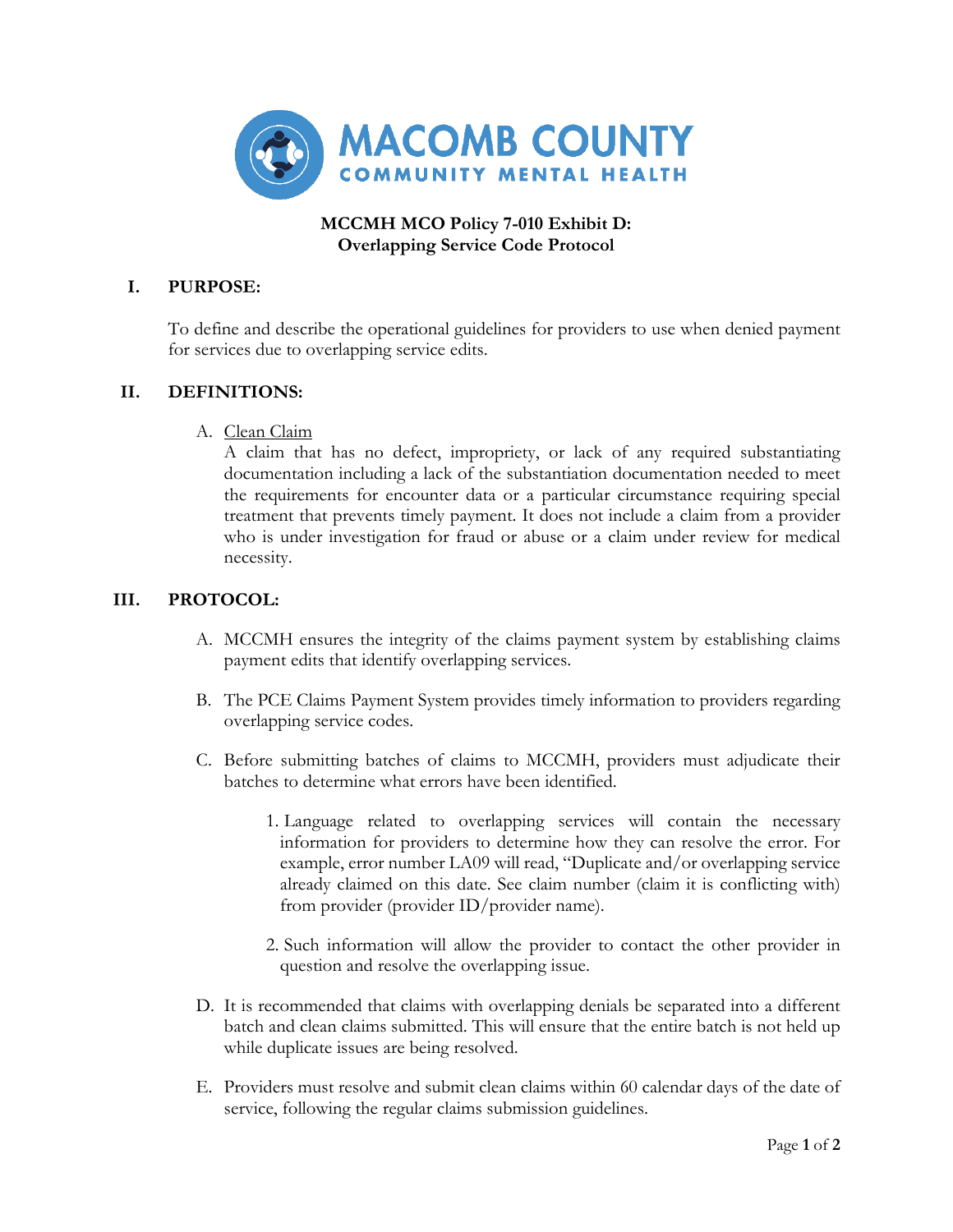MACOMB COUNTY
COMMUNITY MENTAL HEALTH

# MCCMH MCO Policy 7-010 Exhibit D: Overlapping Service Code Protocol

## I. PURPOSE:

To define and describe the operational guidelines for providers to use when denied payment for services due to overlapping service edits.

## II. DEFINITIONS:

A. Clean Claim
A claim that has no defect, impropriety, or lack of any required substantiating documentation including a lack of the substantiation documentation needed to meet the requirements for encounter data or a particular circumstance requiring special treatment that prevents timely payment. It does not include a claim from a provider who is under investigation for fraud or abuse or a claim under review for medical necessity.

## III. PROTOCOL:

A. MCCMH ensures the integrity of the claims payment system by establishing claims payment edits that identify overlapping services.

B. The PCE Claims Payment System provides timely information to providers regarding overlapping service codes.

C. Before submitting batches of claims to MCCMH, providers must adjudicate their batches to determine what errors have been identified.

1. Language related to overlapping services will contain the necessary information for providers to determine how they can resolve the error. For example, error number LA09 will read, "Duplicate and/or overlapping service already claimed on this date. See claim number (claim it is conflicting with) from provider (provider ID/provider name).

2. Such information will allow the provider to contact the other provider in question and resolve the overlapping issue.

D. It is recommended that claims with overlapping denials be separated into a different batch and clean claims submitted. This will ensure that the entire batch is not held up while duplicate issues are being resolved.

E. Providers must resolve and submit clean claims within 60 calendar days of the date of service, following the regular claims submission guidelines.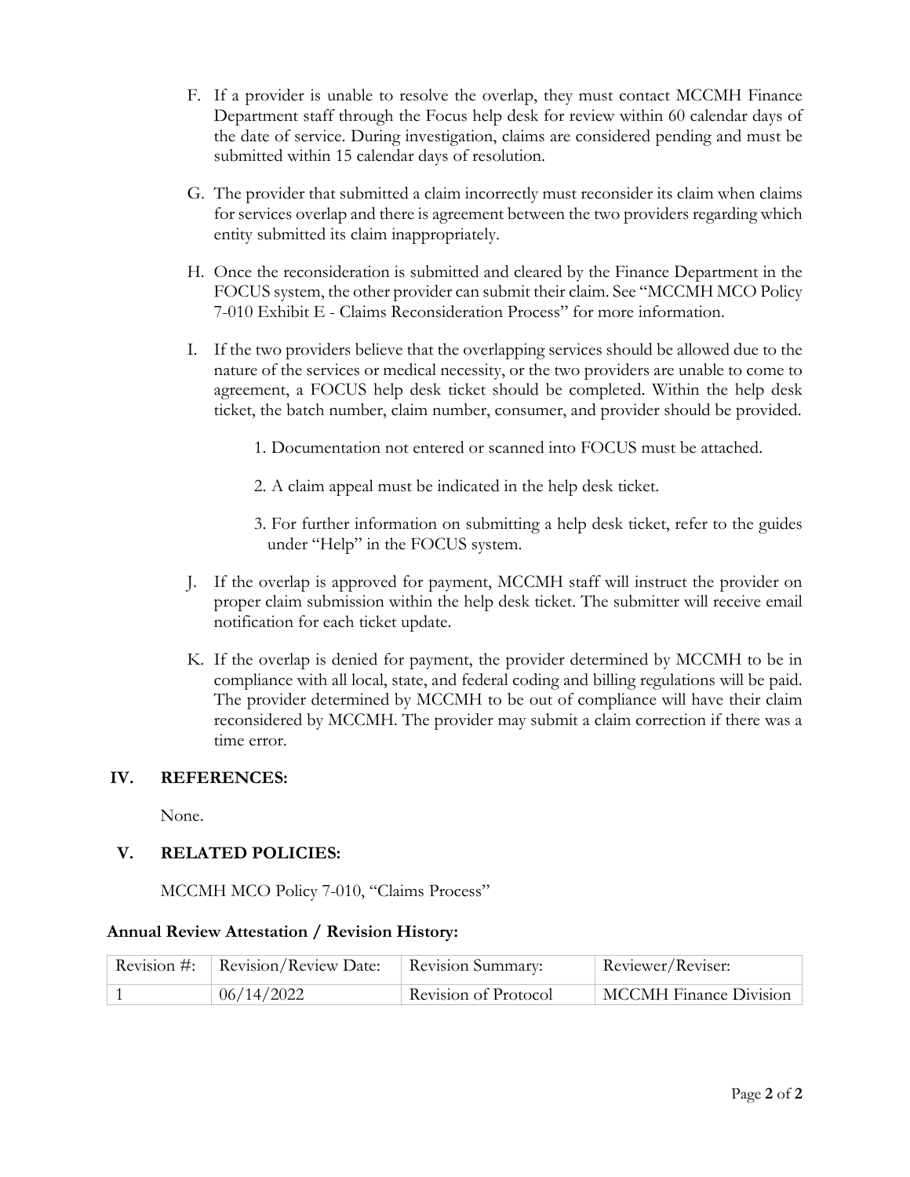F. If a provider is unable to resolve the overlap, they must contact MCCMH Finance Department staff through the Focus help desk for review within 60 calendar days of the date of service. During investigation, claims are considered pending and must be submitted within 15 calendar days of resolution.

G. The provider that submitted a claim incorrectly must reconsider its claim when claims for services overlap and there is agreement between the two providers regarding which entity submitted its claim inappropriately.

H. Once the reconsideration is submitted and cleared by the Finance Department in the FOCUS system, the other provider can submit their claim. See "MCCMH MCO Policy 7-010 Exhibit E - Claims Reconsideration Process" for more information.

I. If the two providers believe that the overlapping services should be allowed due to the nature of the services or medical necessity, or the two providers are unable to come to agreement, a FOCUS help desk ticket should be completed. Within the help desk ticket, the batch number, claim number, consumer, and provider should be provided.

   1. Documentation not entered or scanned into FOCUS must be attached.

   2. A claim appeal must be indicated in the help desk ticket.

   3. For further information on submitting a help desk ticket, refer to the guides under "Help" in the FOCUS system.

J. If the overlap is approved for payment, MCCMH staff will instruct the provider on proper claim submission within the help desk ticket. The submitter will receive email notification for each ticket update.

K. If the overlap is denied for payment, the provider determined by MCCMH to be in compliance with all local, state, and federal coding and billing regulations will be paid. The provider determined by MCCMH to be out of compliance will have their claim reconsidered by MCCMH. The provider may submit a claim correction if there was a time error.

## IV. REFERENCES:

None.

## V. RELATED POLICIES:

MCCMH MCO Policy 7-010, "Claims Process"

### Annual Review Attestation / Revision History:

| Revision #: | Revision/Review Date: | Revision Summary: | Reviewer/Reviser: |
|---|---|---|---|
| 1 | 06/14/2022 | Revision of Protocol | MCCMH Finance Division |